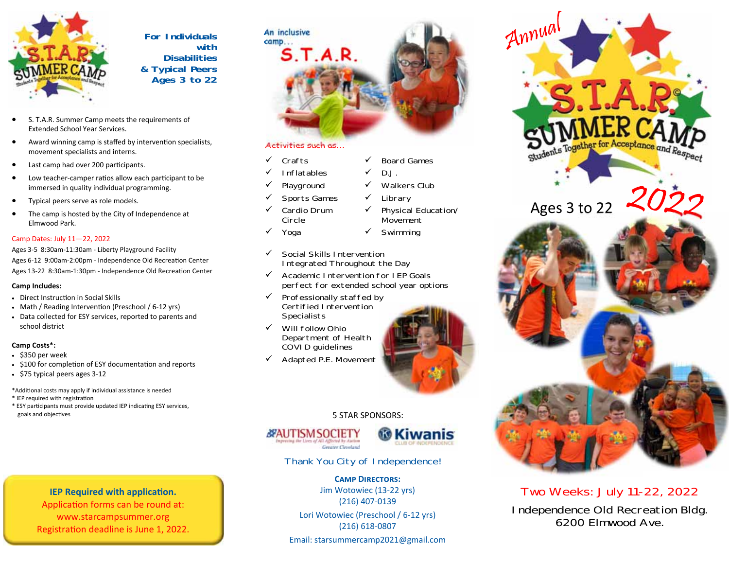**For Individuals with Disabilities & Typical Peers Ages 3 to 22**

- S. T.A.R. Summer Camp meets the requirements of Extended School Year Services.
- Award winning camp is staffed by intervention specialists, movement specialists and interns.
- Last camp had over 200 participants.
- Low teacher-camper ratios allow each participant to be immersed in quality individual programming.
- Typical peers serve as role models.
- The camp is hosted by the City of Independence at Elmwood Park.

Camp Dates: July 11—22, 2022

Ages 3-5 8:30am-11:30am - Liberty Playground Facility

Ages 6-12 9:00am-2:00pm - Independence Old Recreation Center

Ages 13-22 8:30am-1:30pm - Independence Old Recreation Center

**Camp Includes:**

- Direct Instruction in Social Skills
- Math / Reading Intervention (Preschool / 6-12 yrs)
- Data collected for ESY services, reported to parents and school district

**Camp Costs*:**

- $350 per week
- $100 for completion of ESY documentation and reports
- $75 typical peers ages 3-12

*Additional costs may apply if individual assistance is needed

* IEP required with registration

* ESY participants must provide updated IEP indicating ESY services, goals and objectives

**IEP Required with application.**
Application forms can be round at:
www.starcampsummer.org
Registration deadline is June 1, 2022.

An inclusive camp... S.T.A.R.

Activities such as...

- ✓ Crafts
- ✓ Inflatables
- ✓ Playground
- ✓ Sports Games
- ✓ Cardio Drum Circle
- ✓ Yoga
- ✓ Board Games
- ✓ D.J.
- ✓ Walkers Club
- ✓ Library
- ✓ Physical Education/ Movement
- ✓ Swimming

- ✓ Social Skills Intervention Integrated Throughout the Day
- ✓ Academic Intervention for IEP Goals perfect for extended school year options
- ✓ Professionally staffed by Certified Intervention Specialists
- ✓ Will follow Ohio Department of Health COVID guidelines
- ✓ Adapted P.E. Movement

5 STAR SPONSORS:

Autism Society Greater Cleveland — Kiwanis Club of Independence

Thank You City of Independence!

**Camp Directors:**

Jim Wotowiec (13-22 yrs)
(216) 407-0139

Lori Wotowiec (Preschool / 6-12 yrs)
(216) 618-0807

Email: starsummercamp2021@gmail.com

# Annual S.T.A.R.© Summer Camp

Students Together for Acceptance and Respect

Ages 3 to 22 **2022**

Two Weeks: July 11-22, 2022

Independence Old Recreation Bldg.
6200 Elmwood Ave.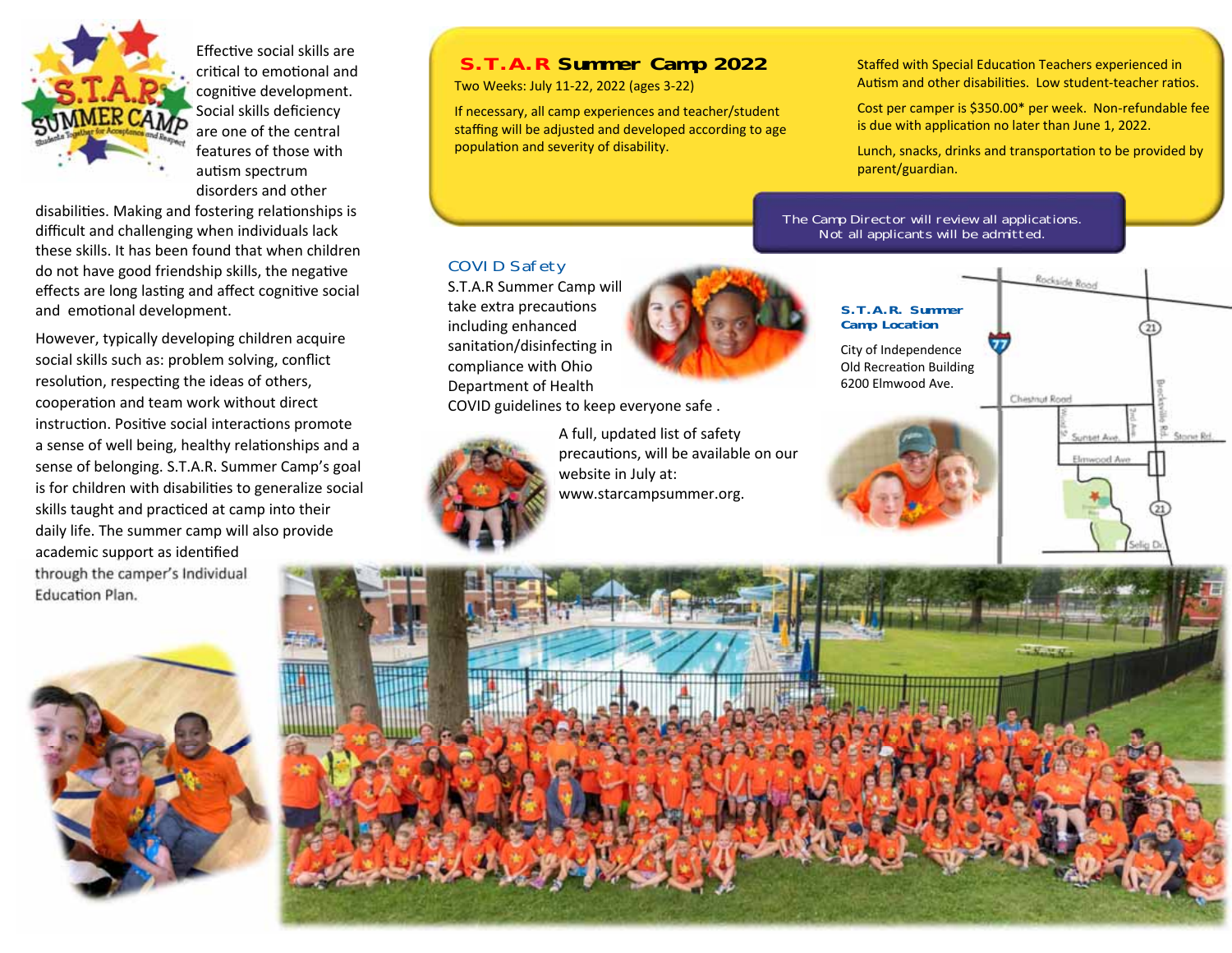Effective social skills are critical to emotional and cognitive development. Social skills deficiency are one of the central features of those with autism spectrum disorders and other disabilities. Making and fostering relationships is difficult and challenging when individuals lack these skills. It has been found that when children do not have good friendship skills, the negative effects are long lasting and affect cognitive social and emotional development.

However, typically developing children acquire social skills such as: problem solving, conflict resolution, respecting the ideas of others, cooperation and team work without direct instruction. Positive social interactions promote a sense of well being, healthy relationships and a sense of belonging. S.T.A.R. Summer Camp's goal is for children with disabilities to generalize social skills taught and practiced at camp into their daily life. The summer camp will also provide academic support as identified through the camper's Individual Education Plan.

## S.T.A.R Summer Camp 2022

Two Weeks: July 11-22, 2022 (ages 3-22)

If necessary, all camp experiences and teacher/student staffing will be adjusted and developed according to age population and severity of disability.

Staffed with Special Education Teachers experienced in Autism and other disabilities. Low student-teacher ratios.

Cost per camper is $350.00* per week. Non-refundable fee is due with application no later than June 1, 2022.

Lunch, snacks, drinks and transportation to be provided by parent/guardian.

The Camp Director will review all applications.
Not all applicants will be admitted.

### COVID Safety

S.T.A.R Summer Camp will take extra precautions including enhanced sanitation/disinfecting in compliance with Ohio Department of Health COVID guidelines to keep everyone safe .

A full, updated list of safety precautions, will be available on our website in July at: www.starcampsummer.org.

### S.T.A.R. Summer Camp Location

City of Independence
Old Recreation Building
6200 Elmwood Ave.